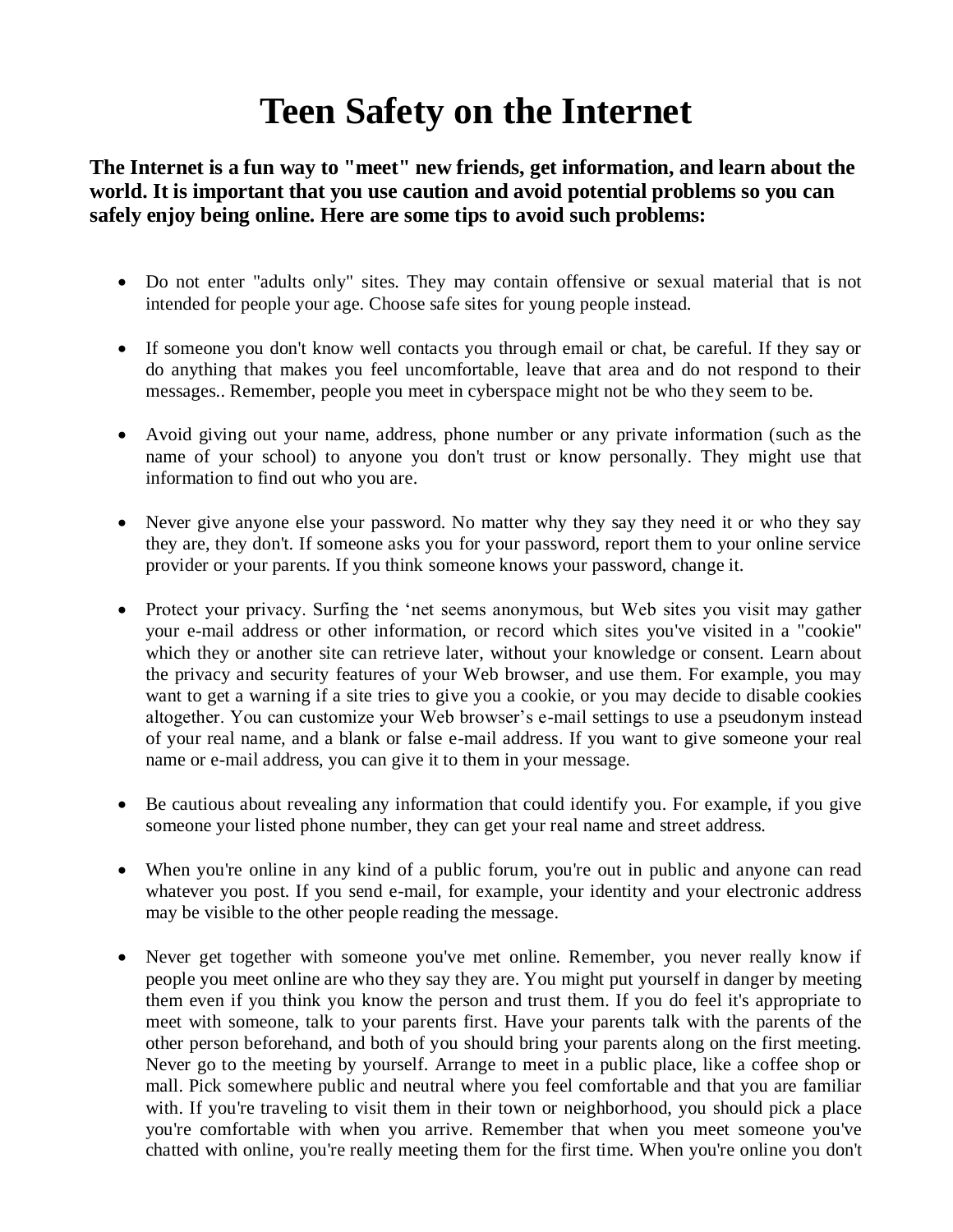# Teen Safety on the Internet

**The Internet is a fun way to "meet" new friends, get information, and learn about the world. It is important that you use caution and avoid potential problems so you can safely enjoy being online. Here are some tips to avoid such problems:**

- Do not enter "adults only" sites. They may contain offensive or sexual material that is not intended for people your age. Choose safe sites for young people instead.

- If someone you don't know well contacts you through email or chat, be careful. If they say or do anything that makes you feel uncomfortable, leave that area and do not respond to their messages.. Remember, people you meet in cyberspace might not be who they seem to be.

- Avoid giving out your name, address, phone number or any private information (such as the name of your school) to anyone you don't trust or know personally. They might use that information to find out who you are.

- Never give anyone else your password. No matter why they say they need it or who they say they are, they don't. If someone asks you for your password, report them to your online service provider or your parents. If you think someone knows your password, change it.

- Protect your privacy. Surfing the 'net seems anonymous, but Web sites you visit may gather your e-mail address or other information, or record which sites you've visited in a "cookie" which they or another site can retrieve later, without your knowledge or consent. Learn about the privacy and security features of your Web browser, and use them. For example, you may want to get a warning if a site tries to give you a cookie, or you may decide to disable cookies altogether. You can customize your Web browser's e-mail settings to use a pseudonym instead of your real name, and a blank or false e-mail address. If you want to give someone your real name or e-mail address, you can give it to them in your message.

- Be cautious about revealing any information that could identify you. For example, if you give someone your listed phone number, they can get your real name and street address.

- When you're online in any kind of a public forum, you're out in public and anyone can read whatever you post. If you send e-mail, for example, your identity and your electronic address may be visible to the other people reading the message.

- Never get together with someone you've met online. Remember, you never really know if people you meet online are who they say they are. You might put yourself in danger by meeting them even if you think you know the person and trust them. If you do feel it's appropriate to meet with someone, talk to your parents first. Have your parents talk with the parents of the other person beforehand, and both of you should bring your parents along on the first meeting. Never go to the meeting by yourself. Arrange to meet in a public place, like a coffee shop or mall. Pick somewhere public and neutral where you feel comfortable and that you are familiar with. If you're traveling to visit them in their town or neighborhood, you should pick a place you're comfortable with when you arrive. Remember that when you meet someone you've chatted with online, you're really meeting them for the first time. When you're online you don't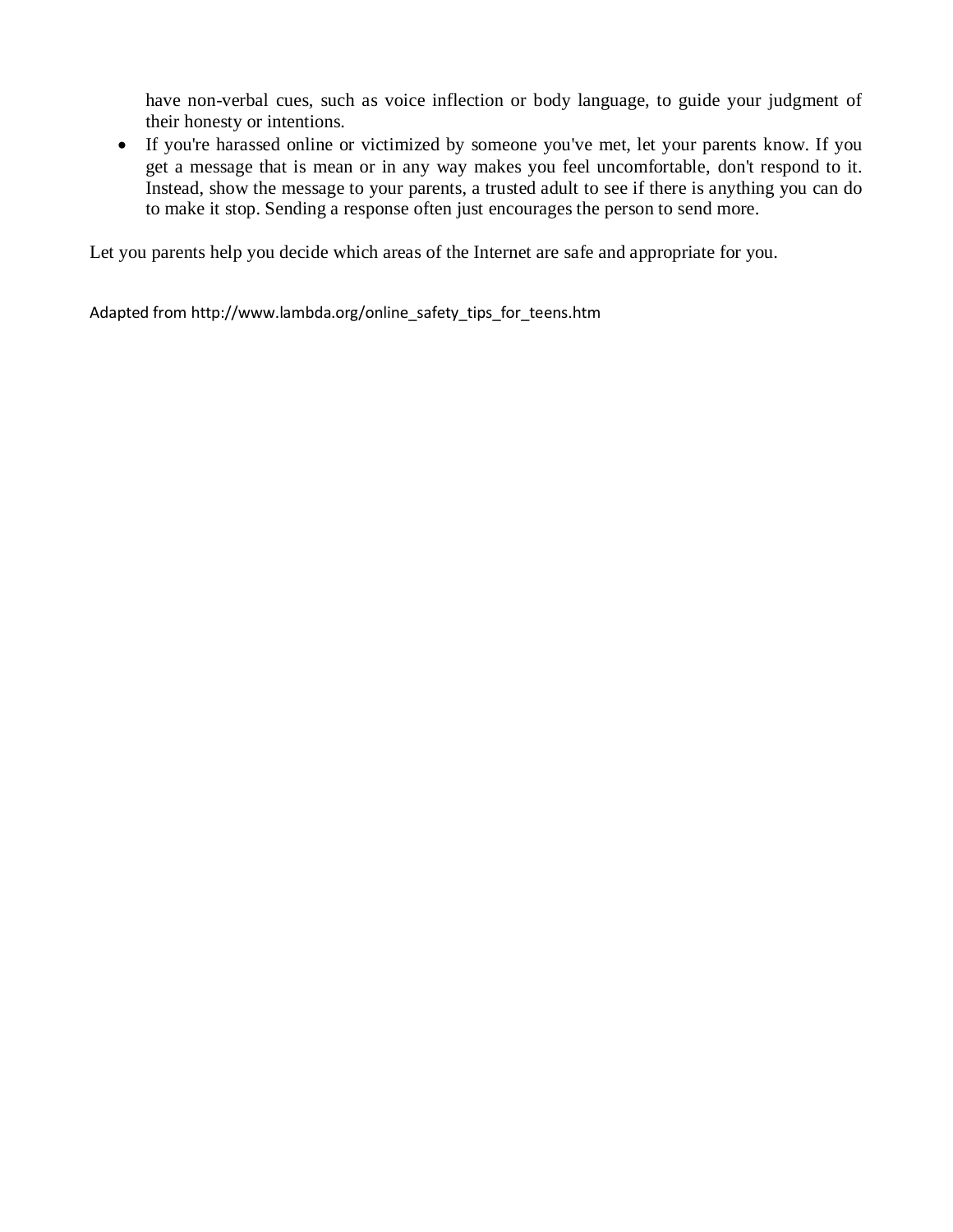have non-verbal cues, such as voice inflection or body language, to guide your judgment of their honesty or intentions.

- If you're harassed online or victimized by someone you've met, let your parents know. If you get a message that is mean or in any way makes you feel uncomfortable, don't respond to it. Instead, show the message to your parents, a trusted adult to see if there is anything you can do to make it stop. Sending a response often just encourages the person to send more.

Let you parents help you decide which areas of the Internet are safe and appropriate for you.

Adapted from http://www.lambda.org/online_safety_tips_for_teens.htm